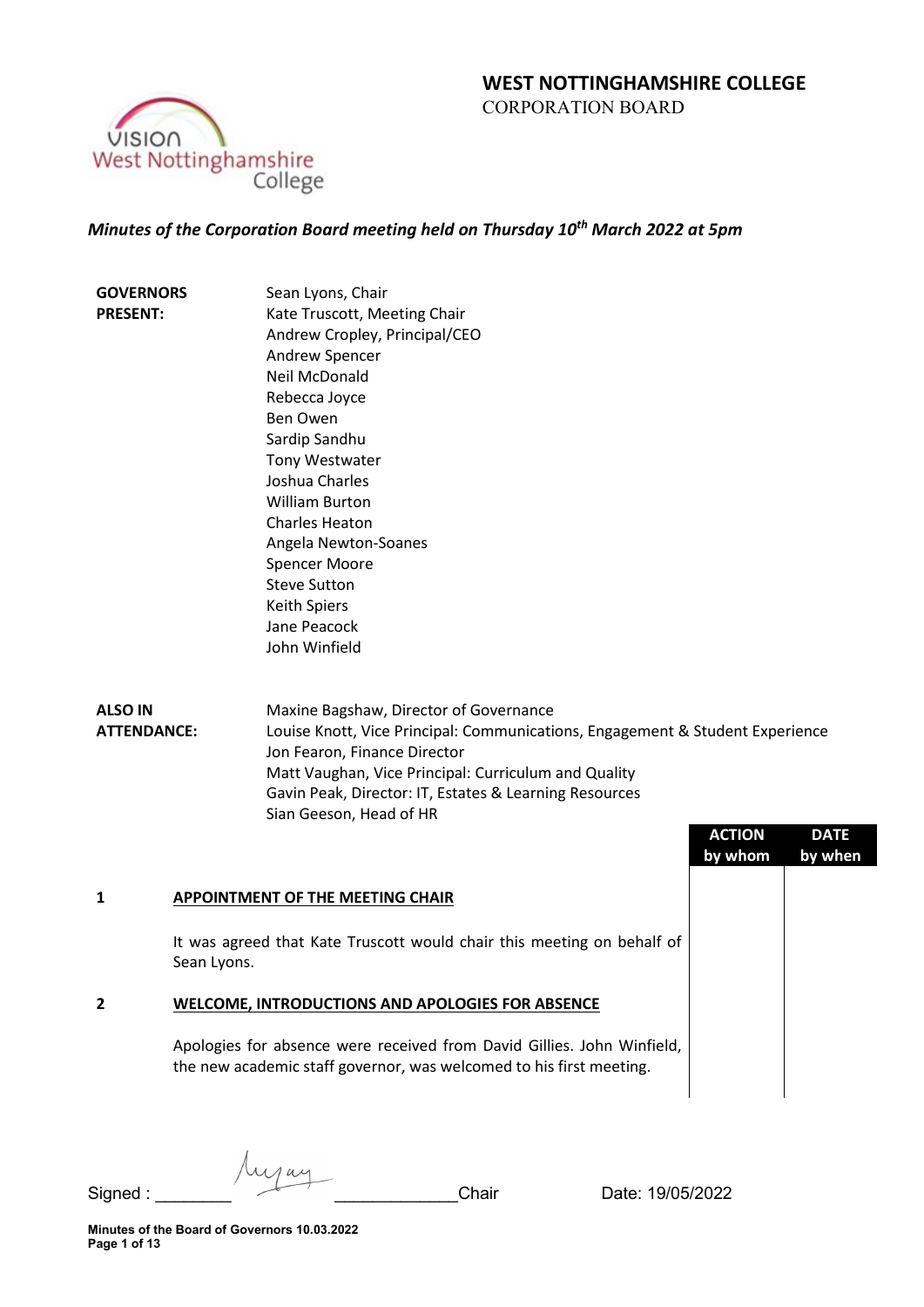# WEST NOTTINGHAMSHIRE COLLEGE

CORPORATION BOARD

*Minutes of the Corporation Board meeting held on Thursday 10th March 2022 at 5pm*

| | |
|---|---|
| **GOVERNORS PRESENT:** | Sean Lyons, Chair |
| | Kate Truscott, Meeting Chair |
| | Andrew Cropley, Principal/CEO |
| | Andrew Spencer |
| | Neil McDonald |
| | Rebecca Joyce |
| | Ben Owen |
| | Sardip Sandhu |
| | Tony Westwater |
| | Joshua Charles |
| | William Burton |
| | Charles Heaton |
| | Angela Newton-Soanes |
| | Spencer Moore |
| | Steve Sutton |
| | Keith Spiers |
| | Jane Peacock |
| | John Winfield |

| | |
|---|---|
| **ALSO IN ATTENDANCE:** | Maxine Bagshaw, Director of Governance |
| | Louise Knott, Vice Principal: Communications, Engagement & Student Experience |
| | Jon Fearon, Finance Director |
| | Matt Vaughan, Vice Principal: Curriculum and Quality |
| | Gavin Peak, Director: IT, Estates & Learning Resources |
| | Sian Geeson, Head of HR |

| | | ACTION by whom | DATE by when |
|---|---|---|---|
| **1** | **APPOINTMENT OF THE MEETING CHAIR** | | |
| | It was agreed that Kate Truscott would chair this meeting on behalf of Sean Lyons. | | |
| **2** | **WELCOME, INTRODUCTIONS AND APOLOGIES FOR ABSENCE** | | |
| | Apologies for absence were received from David Gillies. John Winfield, the new academic staff governor, was welcomed to his first meeting. | | |

Signed : ________ *[signature]* ____________ Chair Date: 19/05/2022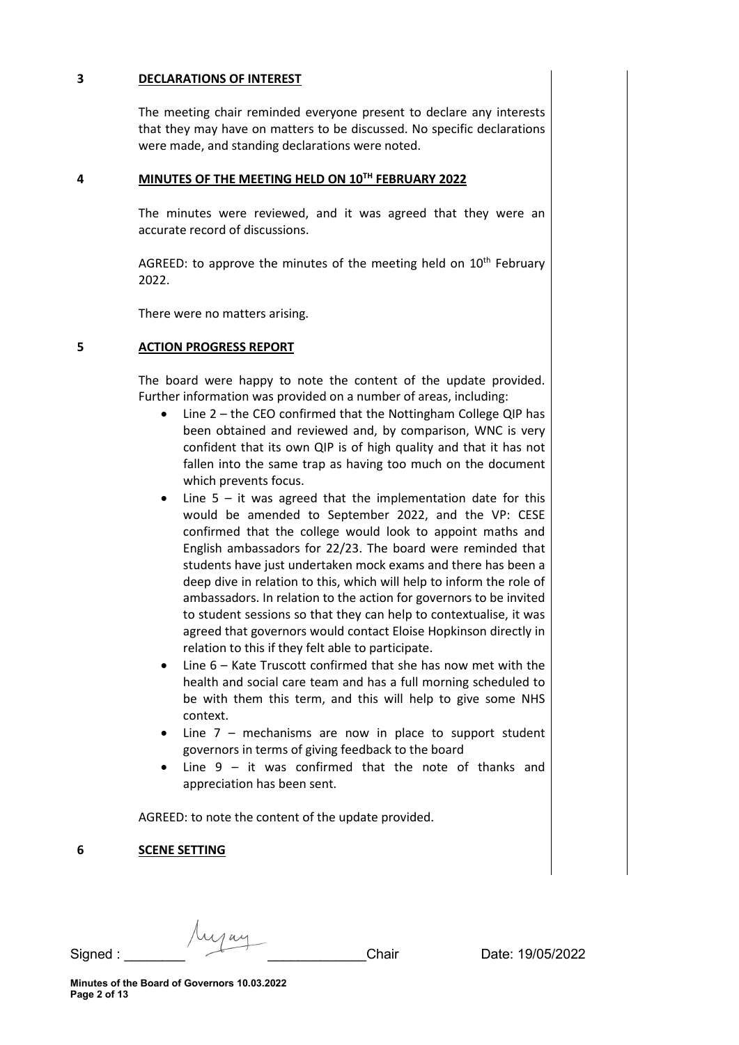## 3 DECLARATIONS OF INTEREST

The meeting chair reminded everyone present to declare any interests that they may have on matters to be discussed. No specific declarations were made, and standing declarations were noted.

## 4 MINUTES OF THE MEETING HELD ON 10TH FEBRUARY 2022

The minutes were reviewed, and it was agreed that they were an accurate record of discussions.

AGREED: to approve the minutes of the meeting held on 10th February 2022.

There were no matters arising.

## 5 ACTION PROGRESS REPORT

The board were happy to note the content of the update provided. Further information was provided on a number of areas, including:

- Line 2 – the CEO confirmed that the Nottingham College QIP has been obtained and reviewed and, by comparison, WNC is very confident that its own QIP is of high quality and that it has not fallen into the same trap as having too much on the document which prevents focus.
- Line 5 – it was agreed that the implementation date for this would be amended to September 2022, and the VP: CESE confirmed that the college would look to appoint maths and English ambassadors for 22/23. The board were reminded that students have just undertaken mock exams and there has been a deep dive in relation to this, which will help to inform the role of ambassadors. In relation to the action for governors to be invited to student sessions so that they can help to contextualise, it was agreed that governors would contact Eloise Hopkinson directly in relation to this if they felt able to participate.
- Line 6 – Kate Truscott confirmed that she has now met with the health and social care team and has a full morning scheduled to be with them this term, and this will help to give some NHS context.
- Line 7 – mechanisms are now in place to support student governors in terms of giving feedback to the board
- Line 9 – it was confirmed that the note of thanks and appreciation has been sent.

AGREED: to note the content of the update provided.

## 6 SCENE SETTING

Signed : ________ ____________Chair Date: 19/05/2022

**Minutes of the Board of Governors 10.03.2022**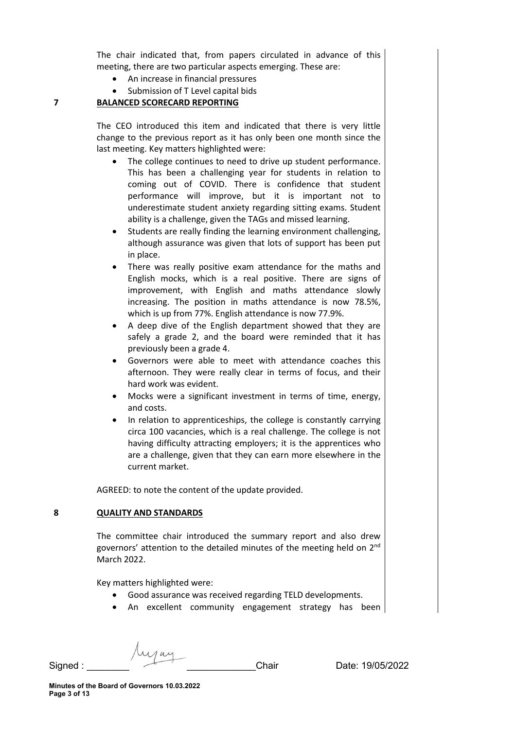The chair indicated that, from papers circulated in advance of this meeting, there are two particular aspects emerging. These are:

- An increase in financial pressures
- Submission of T Level capital bids

## 7 BALANCED SCORECARD REPORTING

The CEO introduced this item and indicated that there is very little change to the previous report as it has only been one month since the last meeting. Key matters highlighted were:

- The college continues to need to drive up student performance. This has been a challenging year for students in relation to coming out of COVID. There is confidence that student performance will improve, but it is important not to underestimate student anxiety regarding sitting exams. Student ability is a challenge, given the TAGs and missed learning.
- Students are really finding the learning environment challenging, although assurance was given that lots of support has been put in place.
- There was really positive exam attendance for the maths and English mocks, which is a real positive. There are signs of improvement, with English and maths attendance slowly increasing. The position in maths attendance is now 78.5%, which is up from 77%. English attendance is now 77.9%.
- A deep dive of the English department showed that they are safely a grade 2, and the board were reminded that it has previously been a grade 4.
- Governors were able to meet with attendance coaches this afternoon. They were really clear in terms of focus, and their hard work was evident.
- Mocks were a significant investment in terms of time, energy, and costs.
- In relation to apprenticeships, the college is constantly carrying circa 100 vacancies, which is a real challenge. The college is not having difficulty attracting employers; it is the apprentices who are a challenge, given that they can earn more elsewhere in the current market.

AGREED: to note the content of the update provided.

## 8 QUALITY AND STANDARDS

The committee chair introduced the summary report and also drew governors' attention to the detailed minutes of the meeting held on 2nd March 2022.

Key matters highlighted were:

- Good assurance was received regarding TELD developments.
- An excellent community engagement strategy has been

Signed : \_\_\_\_\_\_\_\_ \_\_\_\_\_\_\_\_\_\_\_\_\_Chair Date: 19/05/2022

**Minutes of the Board of Governors 10.03.2022**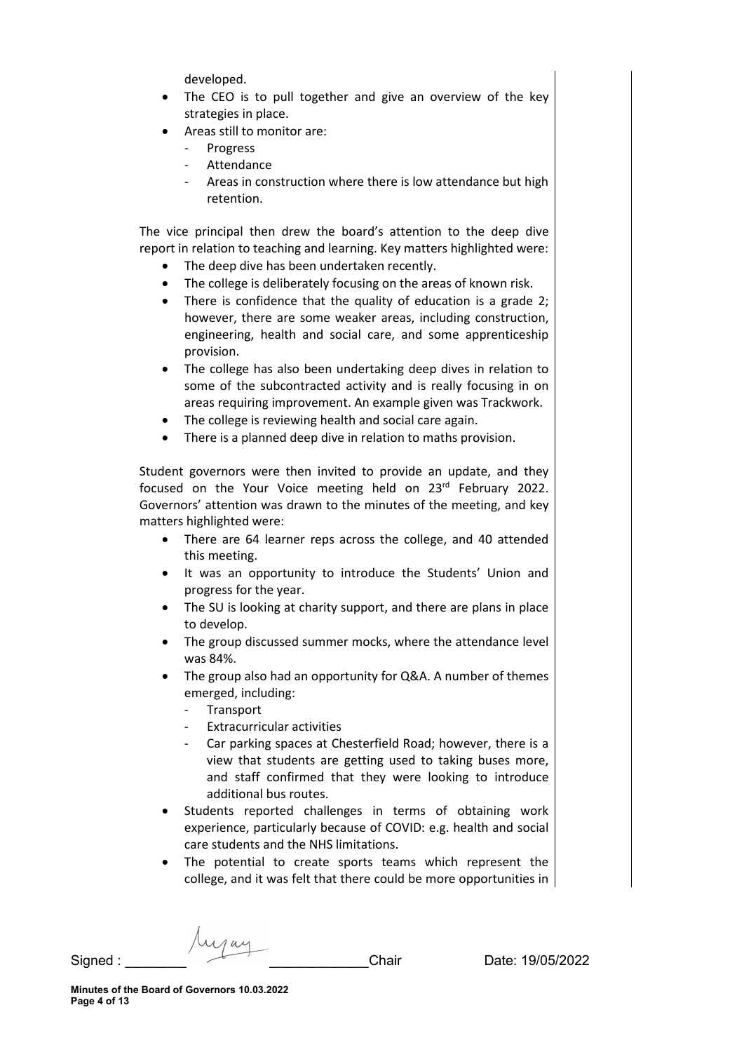developed.

- The CEO is to pull together and give an overview of the key strategies in place.
- Areas still to monitor are:
  - Progress
  - Attendance
  - Areas in construction where there is low attendance but high retention.

The vice principal then drew the board's attention to the deep dive report in relation to teaching and learning. Key matters highlighted were:

- The deep dive has been undertaken recently.
- The college is deliberately focusing on the areas of known risk.
- There is confidence that the quality of education is a grade 2; however, there are some weaker areas, including construction, engineering, health and social care, and some apprenticeship provision.
- The college has also been undertaking deep dives in relation to some of the subcontracted activity and is really focusing in on areas requiring improvement. An example given was Trackwork.
- The college is reviewing health and social care again.
- There is a planned deep dive in relation to maths provision.

Student governors were then invited to provide an update, and they focused on the Your Voice meeting held on 23rd February 2022. Governors' attention was drawn to the minutes of the meeting, and key matters highlighted were:

- There are 64 learner reps across the college, and 40 attended this meeting.
- It was an opportunity to introduce the Students' Union and progress for the year.
- The SU is looking at charity support, and there are plans in place to develop.
- The group discussed summer mocks, where the attendance level was 84%.
- The group also had an opportunity for Q&A. A number of themes emerged, including:
  - Transport
  - Extracurricular activities
  - Car parking spaces at Chesterfield Road; however, there is a view that students are getting used to taking buses more, and staff confirmed that they were looking to introduce additional bus routes.
- Students reported challenges in terms of obtaining work experience, particularly because of COVID: e.g. health and social care students and the NHS limitations.
- The potential to create sports teams which represent the college, and it was felt that there could be more opportunities in

Signed : ________ __________ Chair Date: 19/05/2022

**Minutes of the Board of Governors 10.03.2022**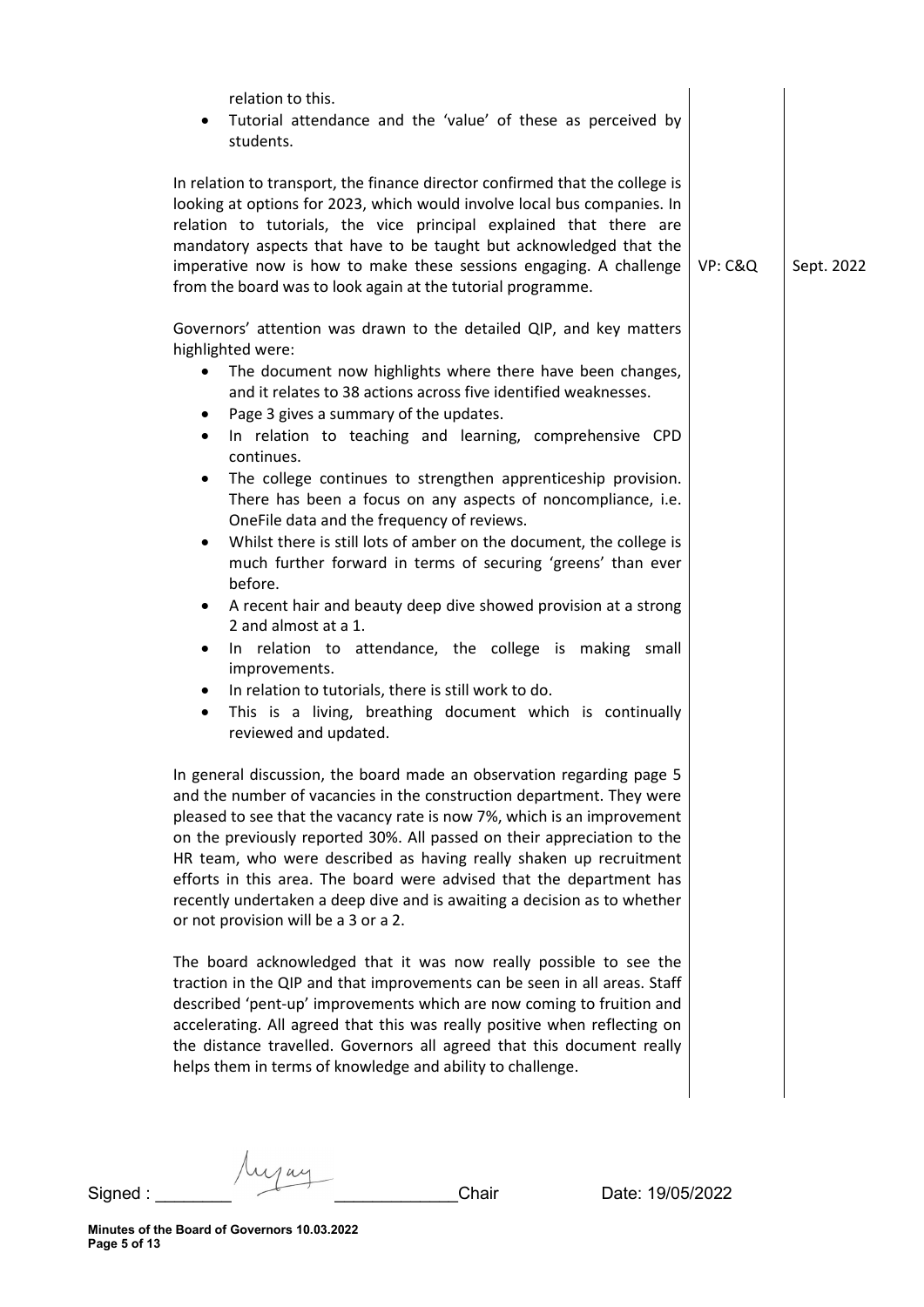relation to this.
- Tutorial attendance and the 'value' of these as perceived by students.

| | | |
|---|---|---|
| In relation to transport, the finance director confirmed that the college is looking at options for 2023, which would involve local bus companies. In relation to tutorials, the vice principal explained that there are mandatory aspects that have to be taught but acknowledged that the imperative now is how to make these sessions engaging. A challenge from the board was to look again at the tutorial programme. | VP: C&Q | Sept. 2022 |

Governors' attention was drawn to the detailed QIP, and key matters highlighted were:

- The document now highlights where there have been changes, and it relates to 38 actions across five identified weaknesses.
- Page 3 gives a summary of the updates.
- In relation to teaching and learning, comprehensive CPD continues.
- The college continues to strengthen apprenticeship provision. There has been a focus on any aspects of noncompliance, i.e. OneFile data and the frequency of reviews.
- Whilst there is still lots of amber on the document, the college is much further forward in terms of securing 'greens' than ever before.
- A recent hair and beauty deep dive showed provision at a strong 2 and almost at a 1.
- In relation to attendance, the college is making small improvements.
- In relation to tutorials, there is still work to do.
- This is a living, breathing document which is continually reviewed and updated.

In general discussion, the board made an observation regarding page 5 and the number of vacancies in the construction department. They were pleased to see that the vacancy rate is now 7%, which is an improvement on the previously reported 30%. All passed on their appreciation to the HR team, who were described as having really shaken up recruitment efforts in this area. The board were advised that the department has recently undertaken a deep dive and is awaiting a decision as to whether or not provision will be a 3 or a 2.

The board acknowledged that it was now really possible to see the traction in the QIP and that improvements can be seen in all areas. Staff described 'pent-up' improvements which are now coming to fruition and accelerating. All agreed that this was really positive when reflecting on the distance travelled. Governors all agreed that this document really helps them in terms of knowledge and ability to challenge.

Signed : ________ [signature] ____________ Chair Date: 19/05/2022

**Minutes of the Board of Governors 10.03.2022**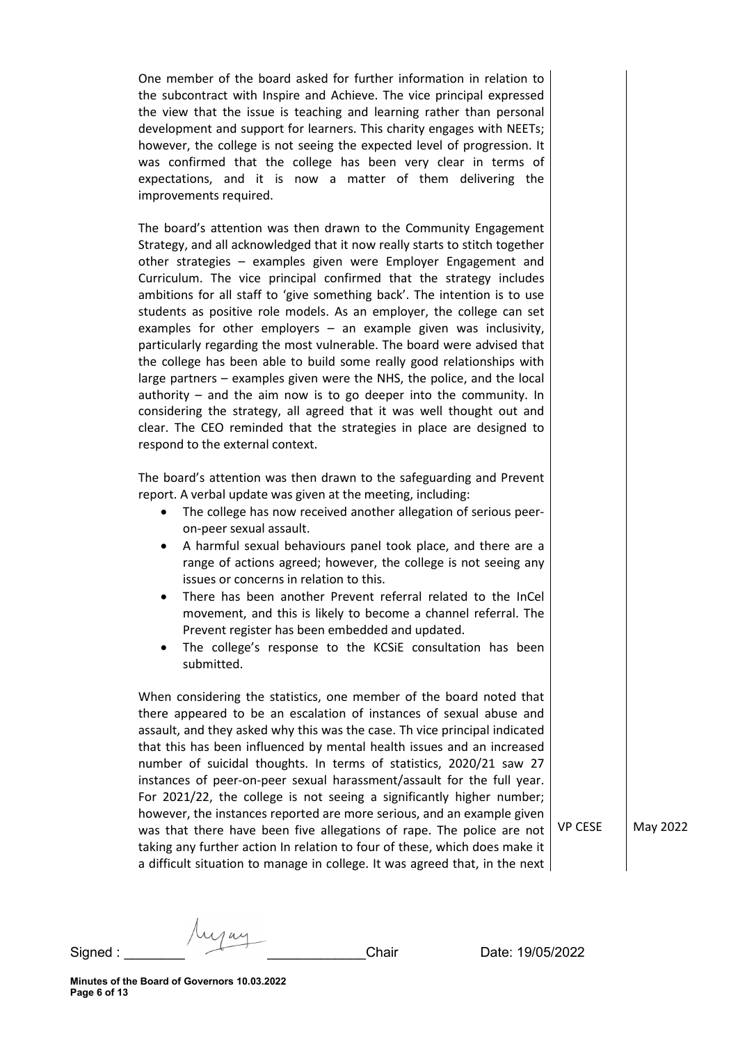One member of the board asked for further information in relation to the subcontract with Inspire and Achieve. The vice principal expressed the view that the issue is teaching and learning rather than personal development and support for learners. This charity engages with NEETs; however, the college is not seeing the expected level of progression. It was confirmed that the college has been very clear in terms of expectations, and it is now a matter of them delivering the improvements required.

The board's attention was then drawn to the Community Engagement Strategy, and all acknowledged that it now really starts to stitch together other strategies – examples given were Employer Engagement and Curriculum. The vice principal confirmed that the strategy includes ambitions for all staff to 'give something back'. The intention is to use students as positive role models. As an employer, the college can set examples for other employers – an example given was inclusivity, particularly regarding the most vulnerable. The board were advised that the college has been able to build some really good relationships with large partners – examples given were the NHS, the police, and the local authority – and the aim now is to go deeper into the community. In considering the strategy, all agreed that it was well thought out and clear. The CEO reminded that the strategies in place are designed to respond to the external context.

The board's attention was then drawn to the safeguarding and Prevent report. A verbal update was given at the meeting, including:

- The college has now received another allegation of serious peer-on-peer sexual assault.
- A harmful sexual behaviours panel took place, and there are a range of actions agreed; however, the college is not seeing any issues or concerns in relation to this.
- There has been another Prevent referral related to the InCel movement, and this is likely to become a channel referral. The Prevent register has been embedded and updated.
- The college's response to the KCSiE consultation has been submitted.

When considering the statistics, one member of the board noted that there appeared to be an escalation of instances of sexual abuse and assault, and they asked why this was the case. Th vice principal indicated that this has been influenced by mental health issues and an increased number of suicidal thoughts. In terms of statistics, 2020/21 saw 27 instances of peer-on-peer sexual harassment/assault for the full year. For 2021/22, the college is not seeing a significantly higher number; however, the instances reported are more serious, and an example given was that there have been five allegations of rape. The police are not taking any further action In relation to four of these, which does make it a difficult situation to manage in college. It was agreed that, in the next

| | VP CESE | May 2022 |
|---|---|---|

Signed : ________ ____________Chair Date: 19/05/2022

**Minutes of the Board of Governors 10.03.2022**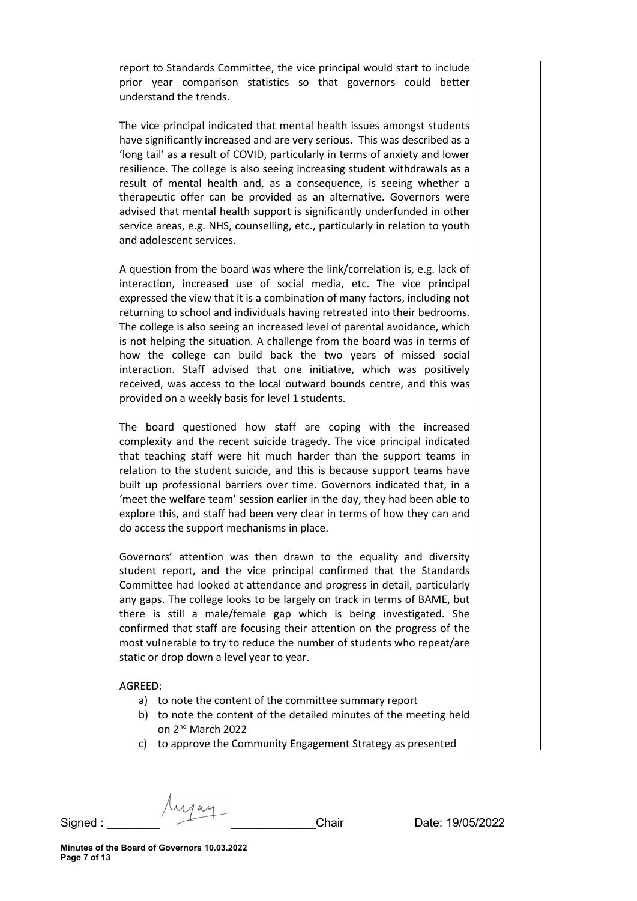report to Standards Committee, the vice principal would start to include prior year comparison statistics so that governors could better understand the trends.

The vice principal indicated that mental health issues amongst students have significantly increased and are very serious. This was described as a 'long tail' as a result of COVID, particularly in terms of anxiety and lower resilience. The college is also seeing increasing student withdrawals as a result of mental health and, as a consequence, is seeing whether a therapeutic offer can be provided as an alternative. Governors were advised that mental health support is significantly underfunded in other service areas, e.g. NHS, counselling, etc., particularly in relation to youth and adolescent services.

A question from the board was where the link/correlation is, e.g. lack of interaction, increased use of social media, etc. The vice principal expressed the view that it is a combination of many factors, including not returning to school and individuals having retreated into their bedrooms. The college is also seeing an increased level of parental avoidance, which is not helping the situation. A challenge from the board was in terms of how the college can build back the two years of missed social interaction. Staff advised that one initiative, which was positively received, was access to the local outward bounds centre, and this was provided on a weekly basis for level 1 students.

The board questioned how staff are coping with the increased complexity and the recent suicide tragedy. The vice principal indicated that teaching staff were hit much harder than the support teams in relation to the student suicide, and this is because support teams have built up professional barriers over time. Governors indicated that, in a 'meet the welfare team' session earlier in the day, they had been able to explore this, and staff had been very clear in terms of how they can and do access the support mechanisms in place.

Governors' attention was then drawn to the equality and diversity student report, and the vice principal confirmed that the Standards Committee had looked at attendance and progress in detail, particularly any gaps. The college looks to be largely on track in terms of BAME, but there is still a male/female gap which is being investigated. She confirmed that staff are focusing their attention on the progress of the most vulnerable to try to reduce the number of students who repeat/are static or drop down a level year to year.

AGREED:

a) to note the content of the committee summary report
b) to note the content of the detailed minutes of the meeting held on 2nd March 2022
c) to approve the Community Engagement Strategy as presented

Signed : ________ [signature] ____________Chair Date: 19/05/2022

**Minutes of the Board of Governors 10.03.2022**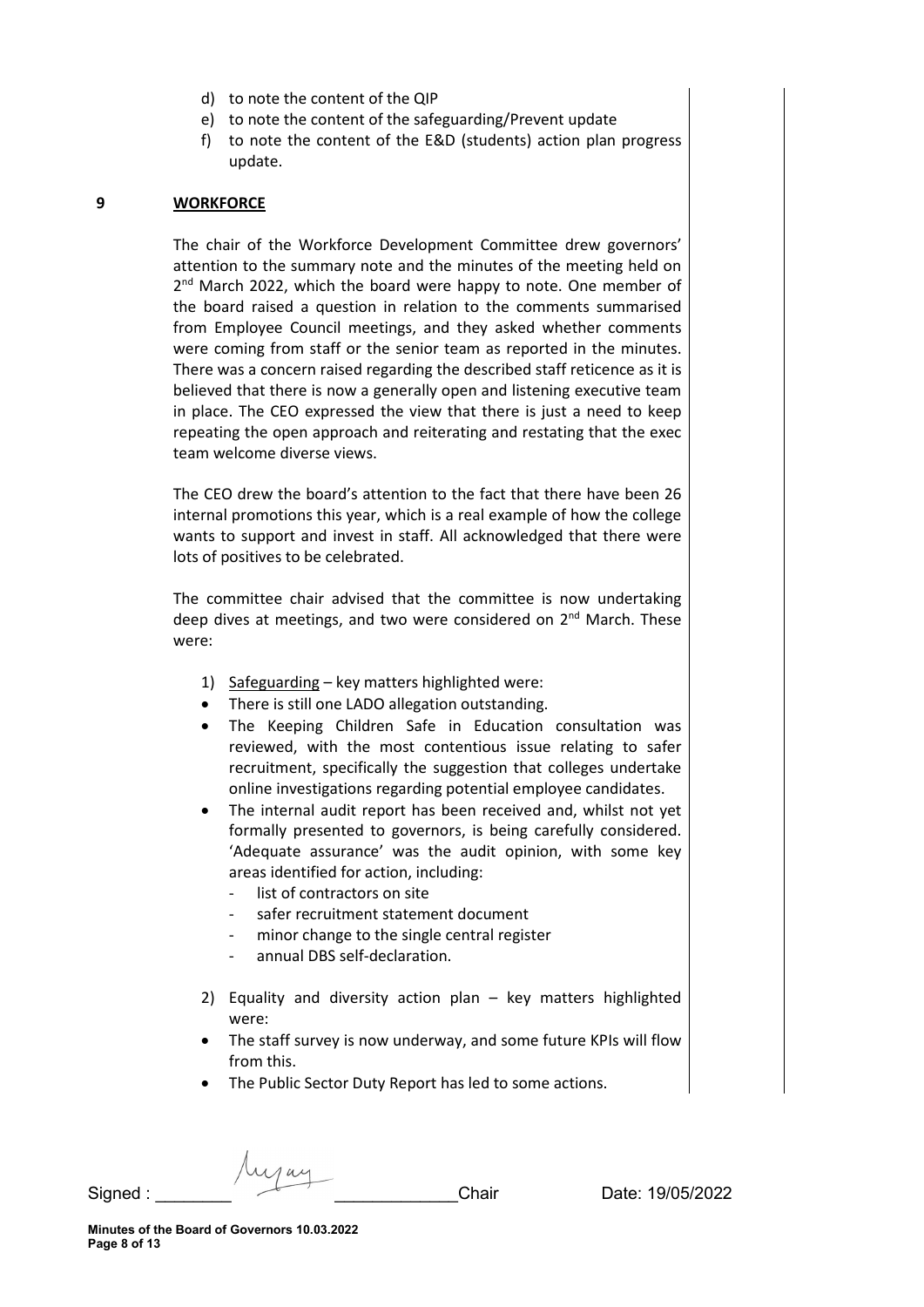d) to note the content of the QIP
e) to note the content of the safeguarding/Prevent update
f) to note the content of the E&D (students) action plan progress update.

## 9 WORKFORCE

The chair of the Workforce Development Committee drew governors' attention to the summary note and the minutes of the meeting held on 2nd March 2022, which the board were happy to note. One member of the board raised a question in relation to the comments summarised from Employee Council meetings, and they asked whether comments were coming from staff or the senior team as reported in the minutes. There was a concern raised regarding the described staff reticence as it is believed that there is now a generally open and listening executive team in place. The CEO expressed the view that there is just a need to keep repeating the open approach and reiterating and restating that the exec team welcome diverse views.

The CEO drew the board's attention to the fact that there have been 26 internal promotions this year, which is a real example of how the college wants to support and invest in staff. All acknowledged that there were lots of positives to be celebrated.

The committee chair advised that the committee is now undertaking deep dives at meetings, and two were considered on 2nd March. These were:

1) Safeguarding – key matters highlighted were:
- There is still one LADO allegation outstanding.
- The Keeping Children Safe in Education consultation was reviewed, with the most contentious issue relating to safer recruitment, specifically the suggestion that colleges undertake online investigations regarding potential employee candidates.
- The internal audit report has been received and, whilst not yet formally presented to governors, is being carefully considered. 'Adequate assurance' was the audit opinion, with some key areas identified for action, including:
  - list of contractors on site
  - safer recruitment statement document
  - minor change to the single central register
  - annual DBS self-declaration.

2) Equality and diversity action plan – key matters highlighted were:
- The staff survey is now underway, and some future KPIs will flow from this.
- The Public Sector Duty Report has led to some actions.

Signed : ________________________ Chair Date: 19/05/2022

**Minutes of the Board of Governors 10.03.2022**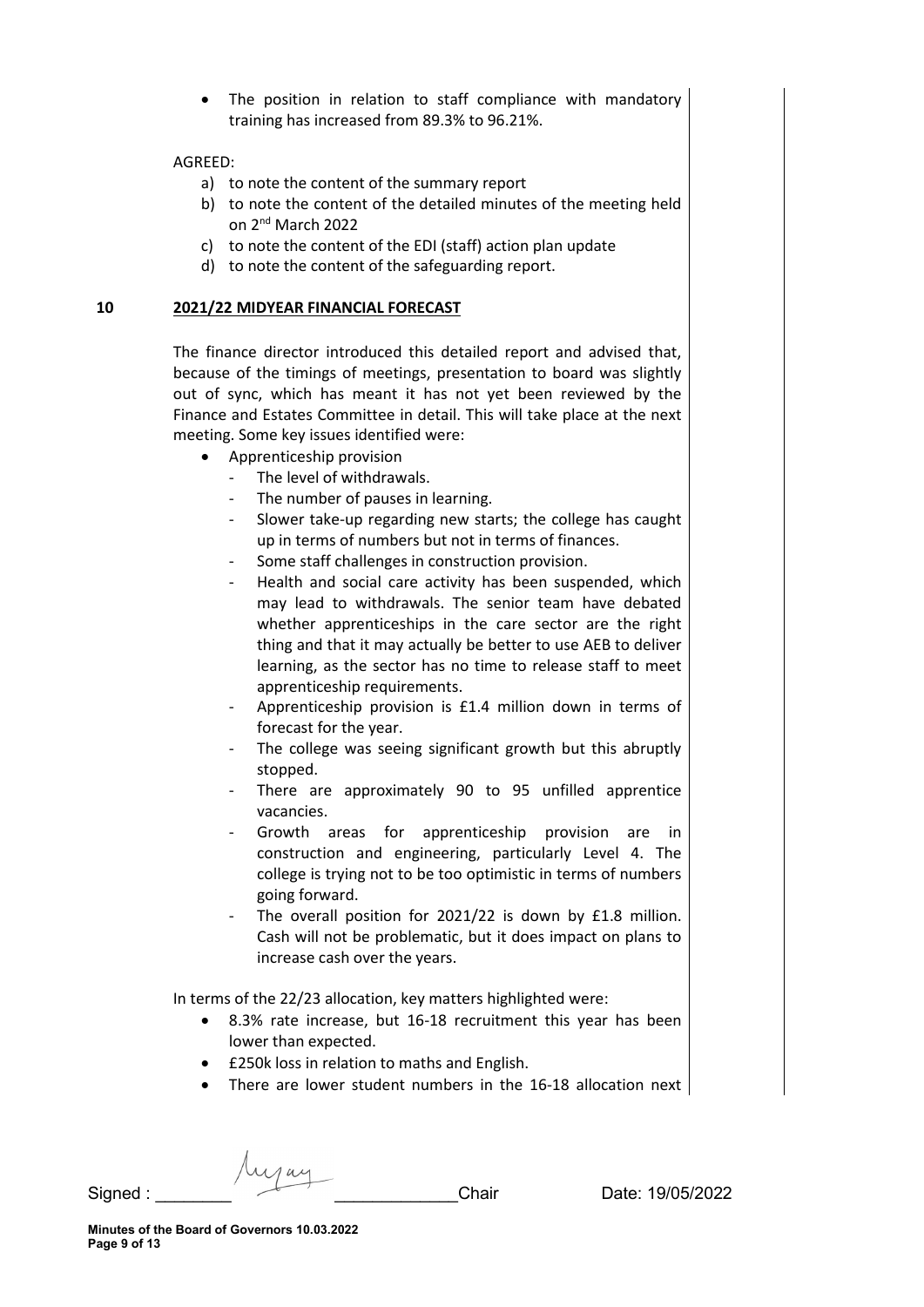- The position in relation to staff compliance with mandatory training has increased from 89.3% to 96.21%.

AGREED:

a) to note the content of the summary report
b) to note the content of the detailed minutes of the meeting held on 2nd March 2022
c) to note the content of the EDI (staff) action plan update
d) to note the content of the safeguarding report.

## 10 2021/22 MIDYEAR FINANCIAL FORECAST

The finance director introduced this detailed report and advised that, because of the timings of meetings, presentation to board was slightly out of sync, which has meant it has not yet been reviewed by the Finance and Estates Committee in detail. This will take place at the next meeting. Some key issues identified were:

- Apprenticeship provision
  - The level of withdrawals.
  - The number of pauses in learning.
  - Slower take-up regarding new starts; the college has caught up in terms of numbers but not in terms of finances.
  - Some staff challenges in construction provision.
  - Health and social care activity has been suspended, which may lead to withdrawals. The senior team have debated whether apprenticeships in the care sector are the right thing and that it may actually be better to use AEB to deliver learning, as the sector has no time to release staff to meet apprenticeship requirements.
  - Apprenticeship provision is £1.4 million down in terms of forecast for the year.
  - The college was seeing significant growth but this abruptly stopped.
  - There are approximately 90 to 95 unfilled apprentice vacancies.
  - Growth areas for apprenticeship provision are in construction and engineering, particularly Level 4. The college is trying not to be too optimistic in terms of numbers going forward.
  - The overall position for 2021/22 is down by £1.8 million. Cash will not be problematic, but it does impact on plans to increase cash over the years.

In terms of the 22/23 allocation, key matters highlighted were:

- 8.3% rate increase, but 16-18 recruitment this year has been lower than expected.
- £250k loss in relation to maths and English.
- There are lower student numbers in the 16-18 allocation next

Signed : ________ ____________Chair Date: 19/05/2022

Minutes of the Board of Governors 10.03.2022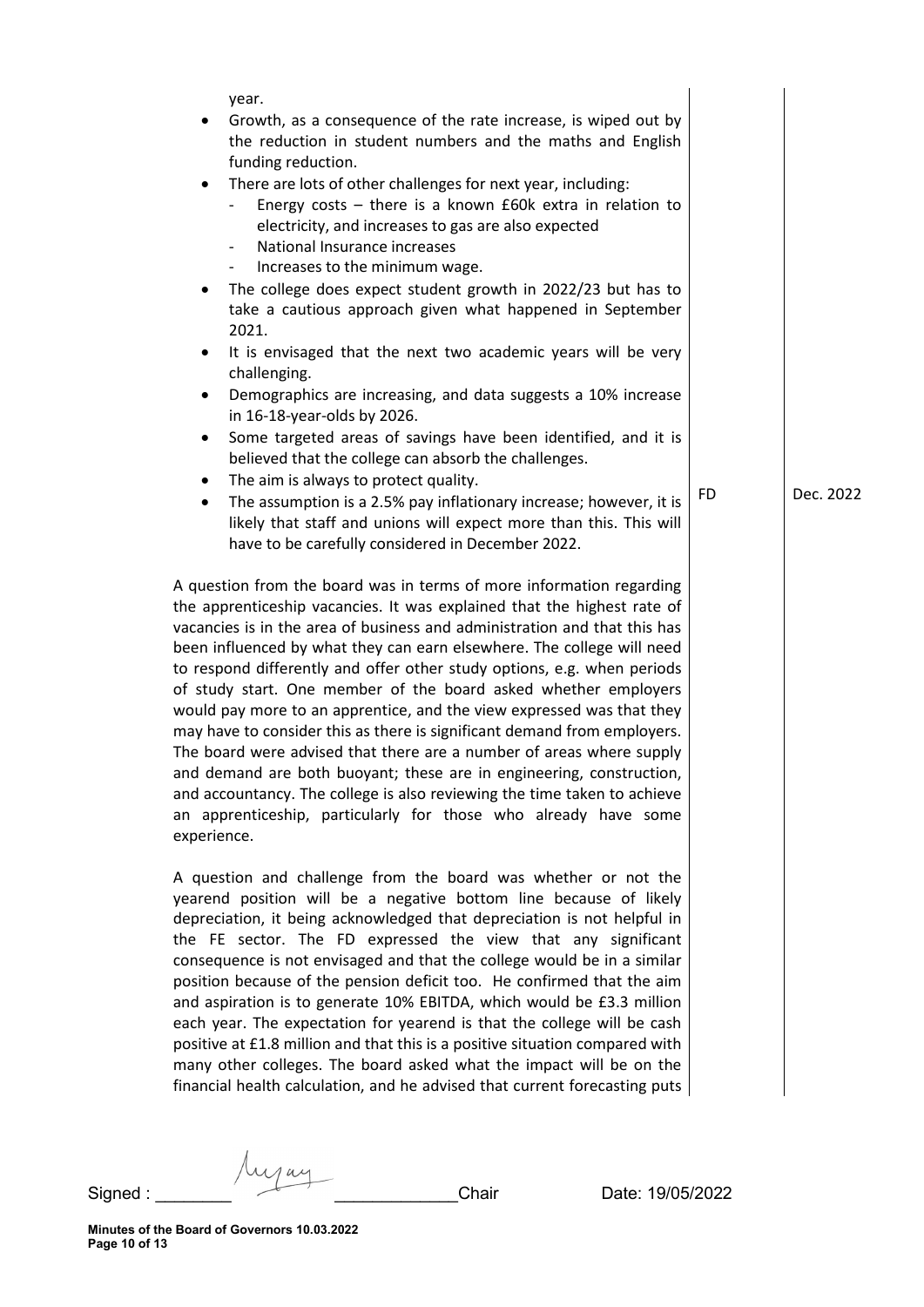year.

- Growth, as a consequence of the rate increase, is wiped out by the reduction in student numbers and the maths and English funding reduction.
- There are lots of other challenges for next year, including:
  - Energy costs – there is a known £60k extra in relation to electricity, and increases to gas are also expected
  - National Insurance increases
  - Increases to the minimum wage.
- The college does expect student growth in 2022/23 but has to take a cautious approach given what happened in September 2021.
- It is envisaged that the next two academic years will be very challenging.
- Demographics are increasing, and data suggests a 10% increase in 16-18-year-olds by 2026.
- Some targeted areas of savings have been identified, and it is believed that the college can absorb the challenges.
- The aim is always to protect quality.
- The assumption is a 2.5% pay inflationary increase; however, it is likely that staff and unions will expect more than this. This will have to be carefully considered in December 2022. — **FD** — **Dec. 2022**

A question from the board was in terms of more information regarding the apprenticeship vacancies. It was explained that the highest rate of vacancies is in the area of business and administration and that this has been influenced by what they can earn elsewhere. The college will need to respond differently and offer other study options, e.g. when periods of study start. One member of the board asked whether employers would pay more to an apprentice, and the view expressed was that they may have to consider this as there is significant demand from employers. The board were advised that there are a number of areas where supply and demand are both buoyant; these are in engineering, construction, and accountancy. The college is also reviewing the time taken to achieve an apprenticeship, particularly for those who already have some experience.

A question and challenge from the board was whether or not the yearend position will be a negative bottom line because of likely depreciation, it being acknowledged that depreciation is not helpful in the FE sector. The FD expressed the view that any significant consequence is not envisaged and that the college would be in a similar position because of the pension deficit too. He confirmed that the aim and aspiration is to generate 10% EBITDA, which would be £3.3 million each year. The expectation for yearend is that the college will be cash positive at £1.8 million and that this is a positive situation compared with many other colleges. The board asked what the impact will be on the financial health calculation, and he advised that current forecasting puts

Signed : ________ ____________Chair Date: 19/05/2022

Minutes of the Board of Governors 10.03.2022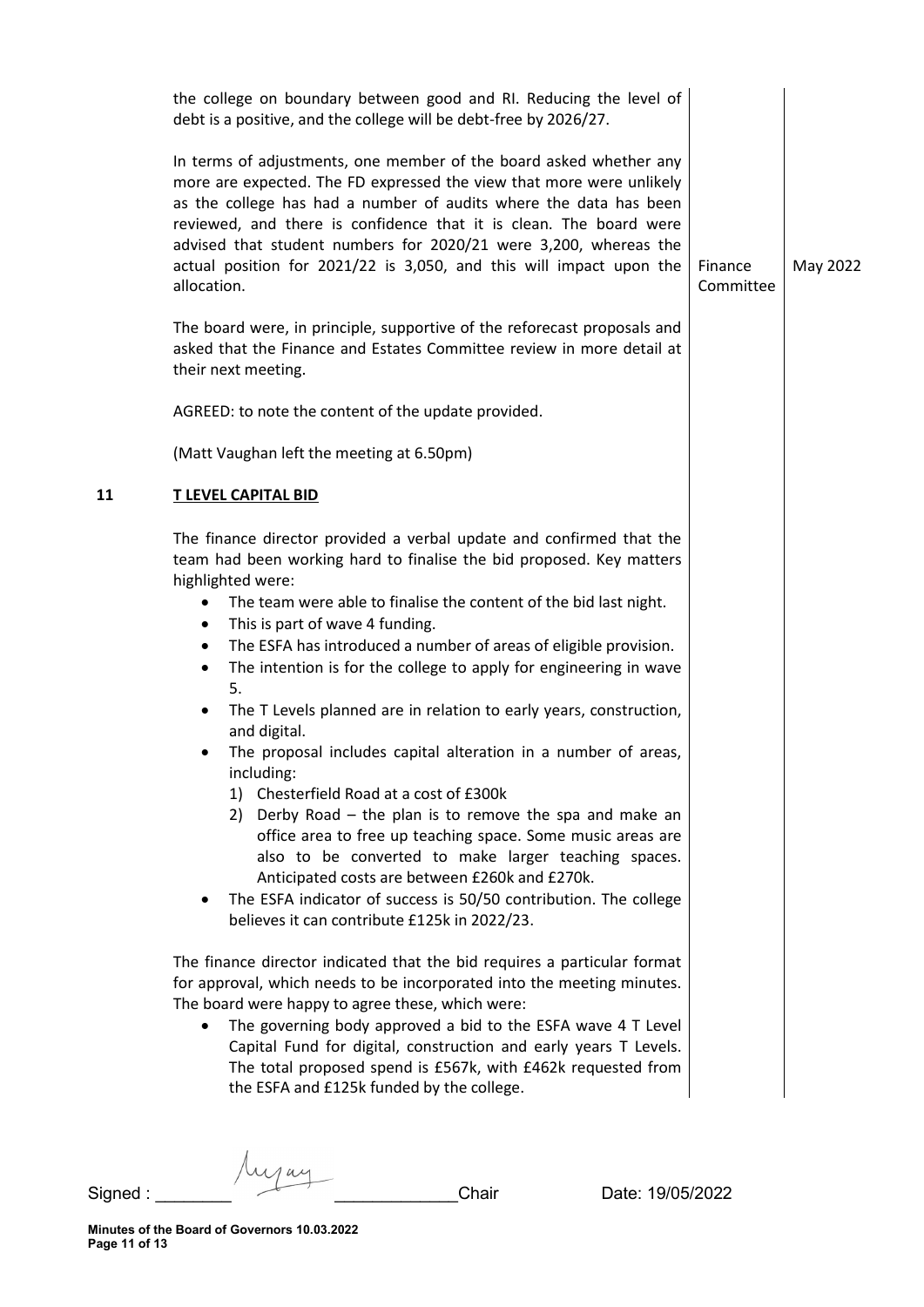the college on boundary between good and RI. Reducing the level of debt is a positive, and the college will be debt-free by 2026/27.

In terms of adjustments, one member of the board asked whether any more are expected. The FD expressed the view that more were unlikely as the college has had a number of audits where the data has been reviewed, and there is confidence that it is clean. The board were advised that student numbers for 2020/21 were 3,200, whereas the actual position for 2021/22 is 3,050, and this will impact upon the allocation.

The board were, in principle, supportive of the reforecast proposals and asked that the Finance and Estates Committee review in more detail at their next meeting. — **Finance Committee** — **May 2022**

AGREED: to note the content of the update provided.

(Matt Vaughan left the meeting at 6.50pm)

## 11 T LEVEL CAPITAL BID

The finance director provided a verbal update and confirmed that the team had been working hard to finalise the bid proposed. Key matters highlighted were:

- The team were able to finalise the content of the bid last night.
- This is part of wave 4 funding.
- The ESFA has introduced a number of areas of eligible provision.
- The intention is for the college to apply for engineering in wave 5.
- The T Levels planned are in relation to early years, construction, and digital.
- The proposal includes capital alteration in a number of areas, including:
  1) Chesterfield Road at a cost of £300k
  2) Derby Road – the plan is to remove the spa and make an office area to free up teaching space. Some music areas are also to be converted to make larger teaching spaces. Anticipated costs are between £260k and £270k.
- The ESFA indicator of success is 50/50 contribution. The college believes it can contribute £125k in 2022/23.

The finance director indicated that the bid requires a particular format for approval, which needs to be incorporated into the meeting minutes. The board were happy to agree these, which were:

- The governing body approved a bid to the ESFA wave 4 T Level Capital Fund for digital, construction and early years T Levels. The total proposed spend is £567k, with £462k requested from the ESFA and £125k funded by the college.

Signed : ________________________ Chair Date: 19/05/2022

**Minutes of the Board of Governors 10.03.2022**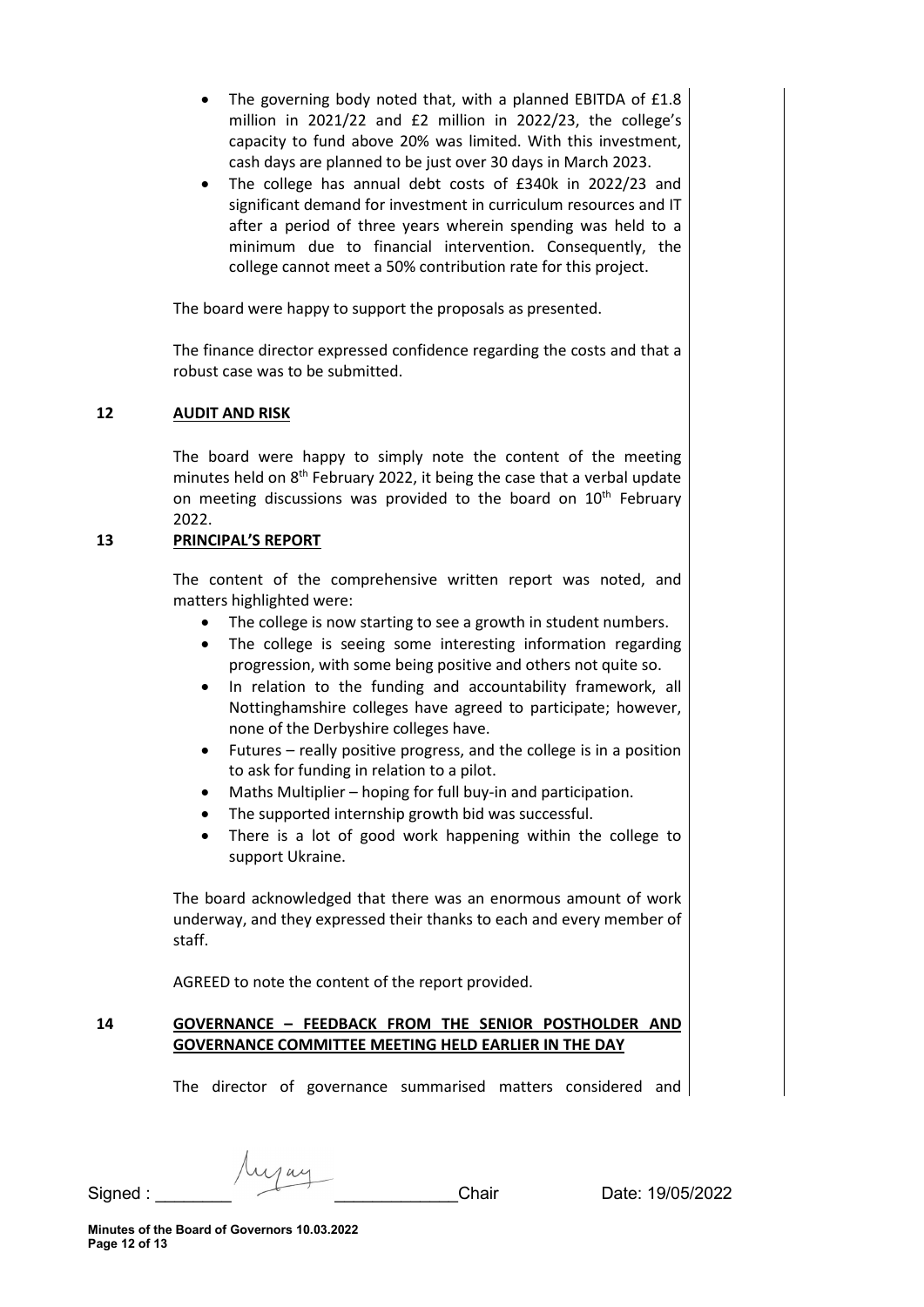- The governing body noted that, with a planned EBITDA of £1.8 million in 2021/22 and £2 million in 2022/23, the college's capacity to fund above 20% was limited. With this investment, cash days are planned to be just over 30 days in March 2023.
- The college has annual debt costs of £340k in 2022/23 and significant demand for investment in curriculum resources and IT after a period of three years wherein spending was held to a minimum due to financial intervention. Consequently, the college cannot meet a 50% contribution rate for this project.

The board were happy to support the proposals as presented.

The finance director expressed confidence regarding the costs and that a robust case was to be submitted.

## 12 AUDIT AND RISK

The board were happy to simply note the content of the meeting minutes held on 8th February 2022, it being the case that a verbal update on meeting discussions was provided to the board on 10th February 2022.

## 13 PRINCIPAL'S REPORT

The content of the comprehensive written report was noted, and matters highlighted were:

- The college is now starting to see a growth in student numbers.
- The college is seeing some interesting information regarding progression, with some being positive and others not quite so.
- In relation to the funding and accountability framework, all Nottinghamshire colleges have agreed to participate; however, none of the Derbyshire colleges have.
- Futures – really positive progress, and the college is in a position to ask for funding in relation to a pilot.
- Maths Multiplier – hoping for full buy-in and participation.
- The supported internship growth bid was successful.
- There is a lot of good work happening within the college to support Ukraine.

The board acknowledged that there was an enormous amount of work underway, and they expressed their thanks to each and every member of staff.

AGREED to note the content of the report provided.

## 14 GOVERNANCE – FEEDBACK FROM THE SENIOR POSTHOLDER AND GOVERNANCE COMMITTEE MEETING HELD EARLIER IN THE DAY

The director of governance summarised matters considered and

Signed : ________________________ Chair Date: 19/05/2022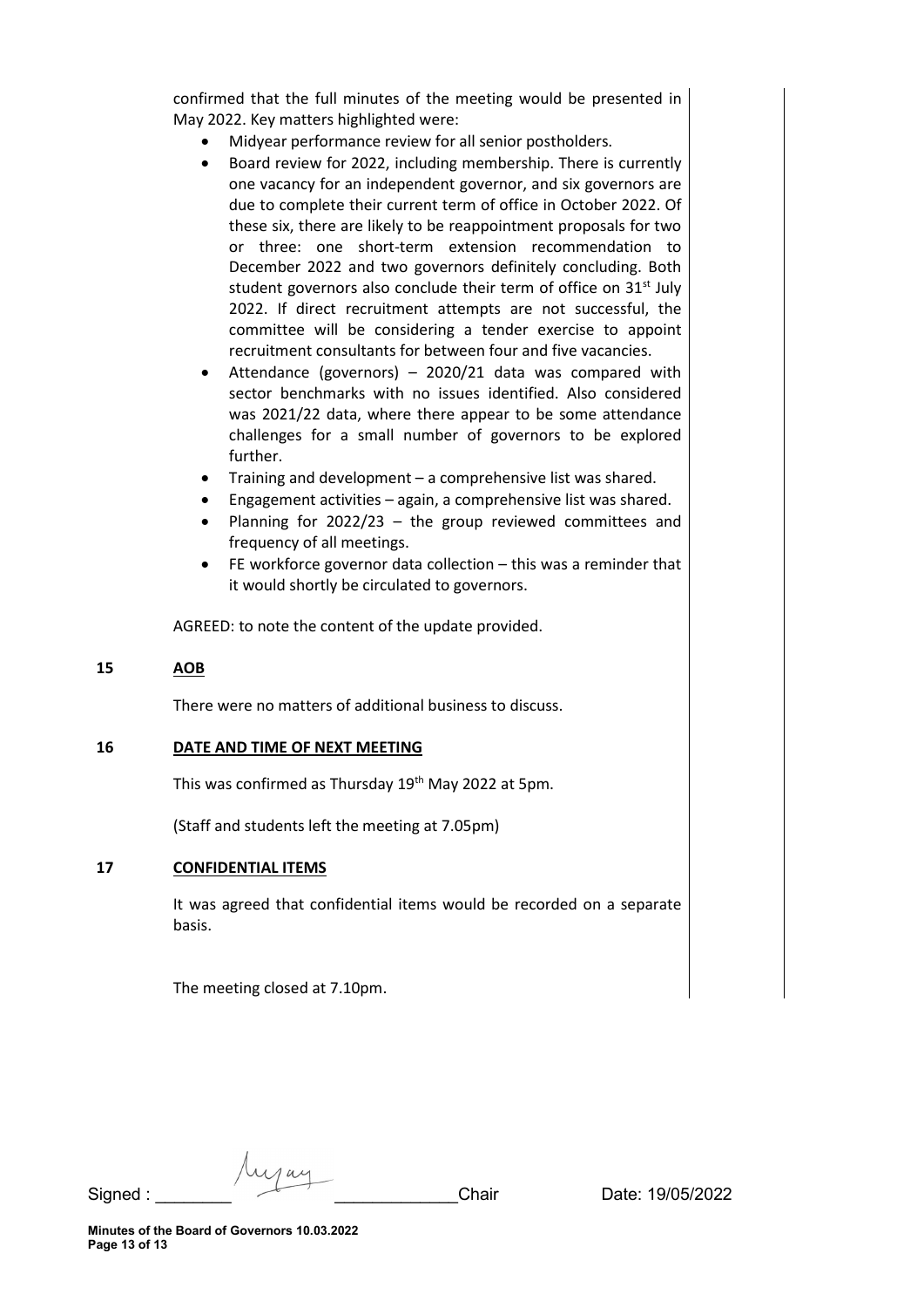confirmed that the full minutes of the meeting would be presented in May 2022. Key matters highlighted were:

- Midyear performance review for all senior postholders.
- Board review for 2022, including membership. There is currently one vacancy for an independent governor, and six governors are due to complete their current term of office in October 2022. Of these six, there are likely to be reappointment proposals for two or three: one short-term extension recommendation to December 2022 and two governors definitely concluding. Both student governors also conclude their term of office on 31st July 2022. If direct recruitment attempts are not successful, the committee will be considering a tender exercise to appoint recruitment consultants for between four and five vacancies.
- Attendance (governors) – 2020/21 data was compared with sector benchmarks with no issues identified. Also considered was 2021/22 data, where there appear to be some attendance challenges for a small number of governors to be explored further.
- Training and development – a comprehensive list was shared.
- Engagement activities – again, a comprehensive list was shared.
- Planning for 2022/23 – the group reviewed committees and frequency of all meetings.
- FE workforce governor data collection – this was a reminder that it would shortly be circulated to governors.

AGREED: to note the content of the update provided.

## 15 AOB

There were no matters of additional business to discuss.

## 16 DATE AND TIME OF NEXT MEETING

This was confirmed as Thursday 19th May 2022 at 5pm.

(Staff and students left the meeting at 7.05pm)

## 17 CONFIDENTIAL ITEMS

It was agreed that confidential items would be recorded on a separate basis.

The meeting closed at 7.10pm.

Signed : ________ [signature] ____________Chair Date: 19/05/2022

**Minutes of the Board of Governors 10.03.2022**